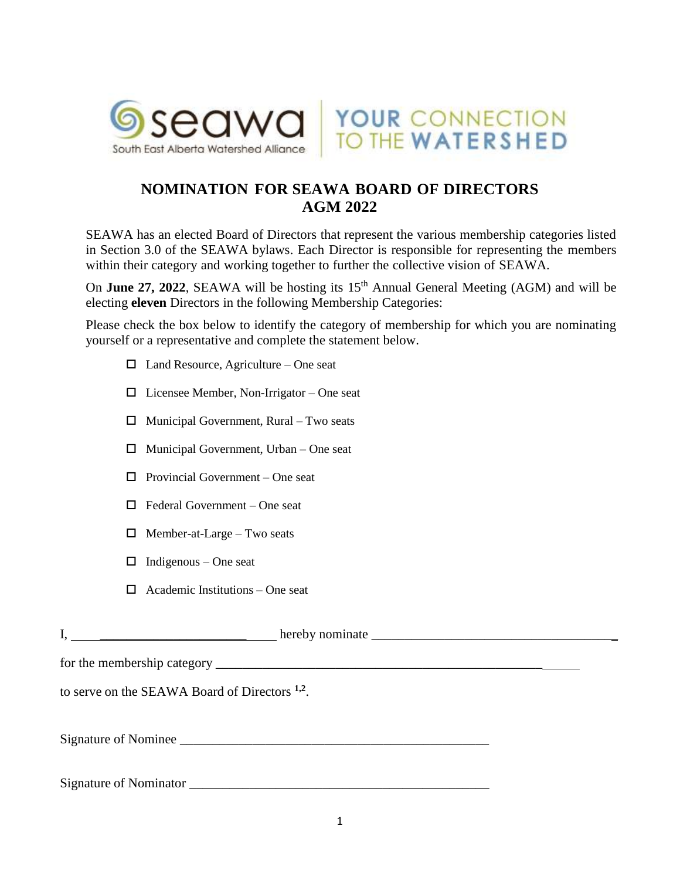seawa
South East Alberta Watershed Alliance

YOUR CONNECTION TO THE WATERSHED

# NOMINATION FOR SEAWA BOARD OF DIRECTORS
# AGM 2022

SEAWA has an elected Board of Directors that represent the various membership categories listed in Section 3.0 of the SEAWA bylaws. Each Director is responsible for representing the members within their category and working together to further the collective vision of SEAWA.

On **June 27, 2022**, SEAWA will be hosting its 15th Annual General Meeting (AGM) and will be electing **eleven** Directors in the following Membership Categories:

Please check the box below to identify the category of membership for which you are nominating yourself or a representative and complete the statement below.

- ☐ Land Resource, Agriculture – One seat
- ☐ Licensee Member, Non-Irrigator – One seat
- ☐ Municipal Government, Rural – Two seats
- ☐ Municipal Government, Urban – One seat
- ☐ Provincial Government – One seat
- ☐ Federal Government – One seat
- ☐ Member-at-Large – Two seats
- ☐ Indigenous – One seat
- ☐ Academic Institutions – One seat

I, ______________________________ hereby nominate ______________________________________

for the membership category ______________________________________________________________

to serve on the SEAWA Board of Directors [1,2].

Signature of Nominee ________________________________________________

Signature of Nominator ______________________________________________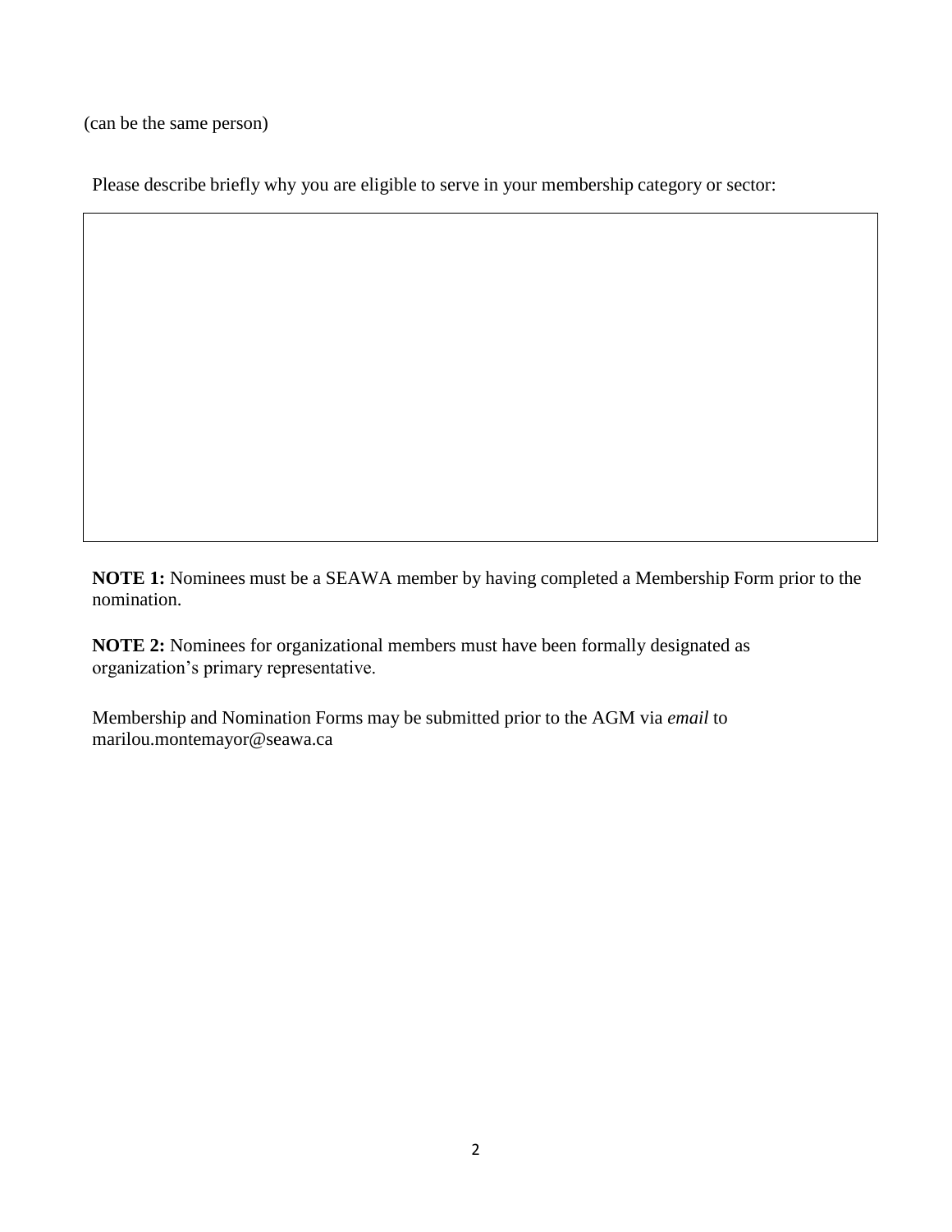(can be the same person)

Please describe briefly why you are eligible to serve in your membership category or sector:

| |
|---|
| |

**NOTE 1:** Nominees must be a SEAWA member by having completed a Membership Form prior to the nomination.

**NOTE 2:** Nominees for organizational members must have been formally designated as organization's primary representative.

Membership and Nomination Forms may be submitted prior to the AGM via *email* to marilou.montemayor@seawa.ca